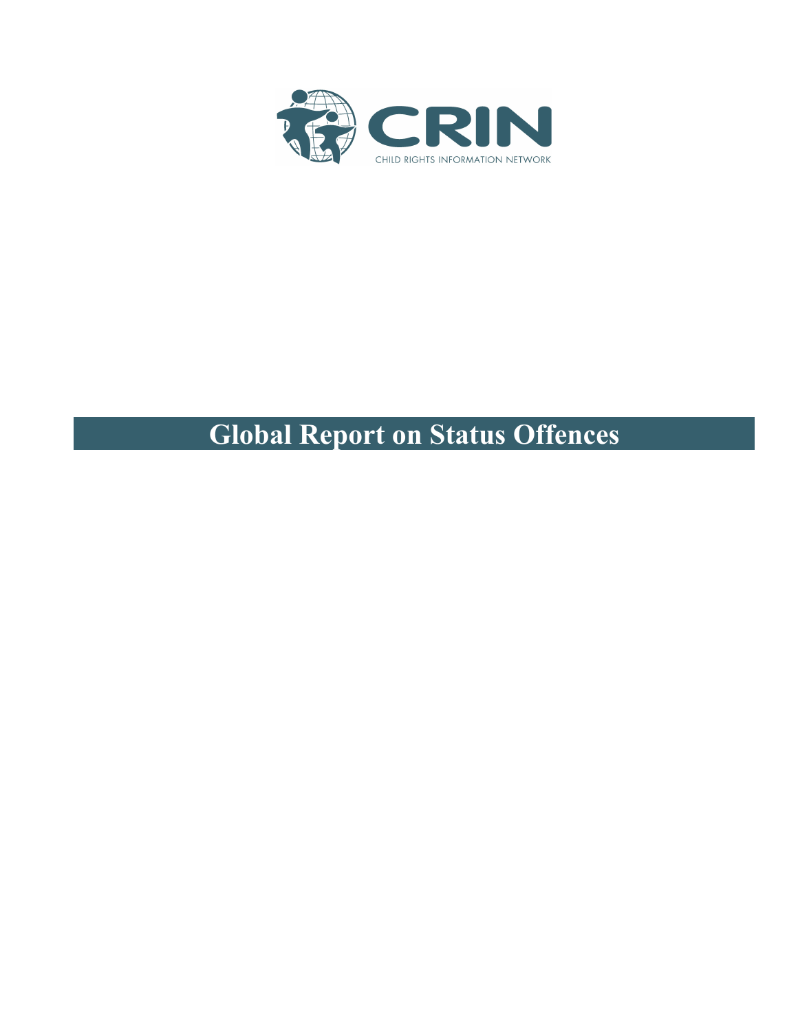CRIN

CHILD RIGHTS INFORMATION NETWORK

# Global Report on Status Offences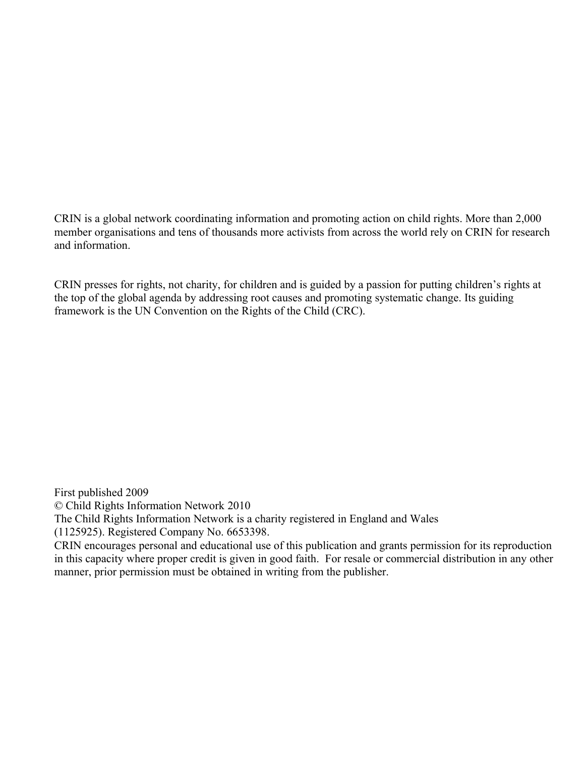CRIN is a global network coordinating information and promoting action on child rights. More than 2,000 member organisations and tens of thousands more activists from across the world rely on CRIN for research and information.

CRIN presses for rights, not charity, for children and is guided by a passion for putting children's rights at the top of the global agenda by addressing root causes and promoting systematic change. Its guiding framework is the UN Convention on the Rights of the Child (CRC).

First published 2009
© Child Rights Information Network 2010
The Child Rights Information Network is a charity registered in England and Wales (1125925). Registered Company No. 6653398.
CRIN encourages personal and educational use of this publication and grants permission for its reproduction in this capacity where proper credit is given in good faith. For resale or commercial distribution in any other manner, prior permission must be obtained in writing from the publisher.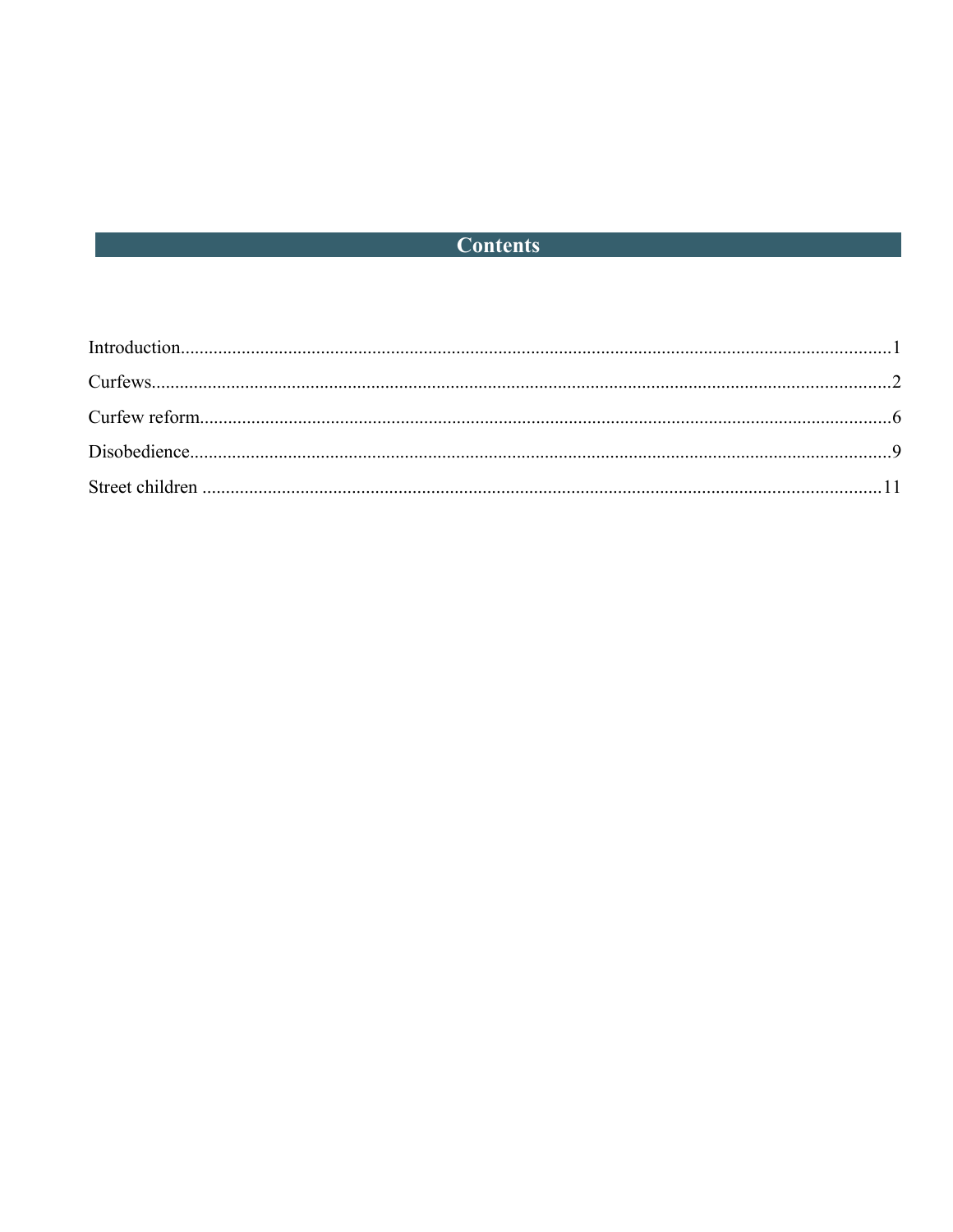# Contents

Introduction.......................................................................................................................................1

Curfews..............................................................................................................................................2

Curfew reform....................................................................................................................................6

Disobedience......................................................................................................................................9

Street children ..................................................................................................................................11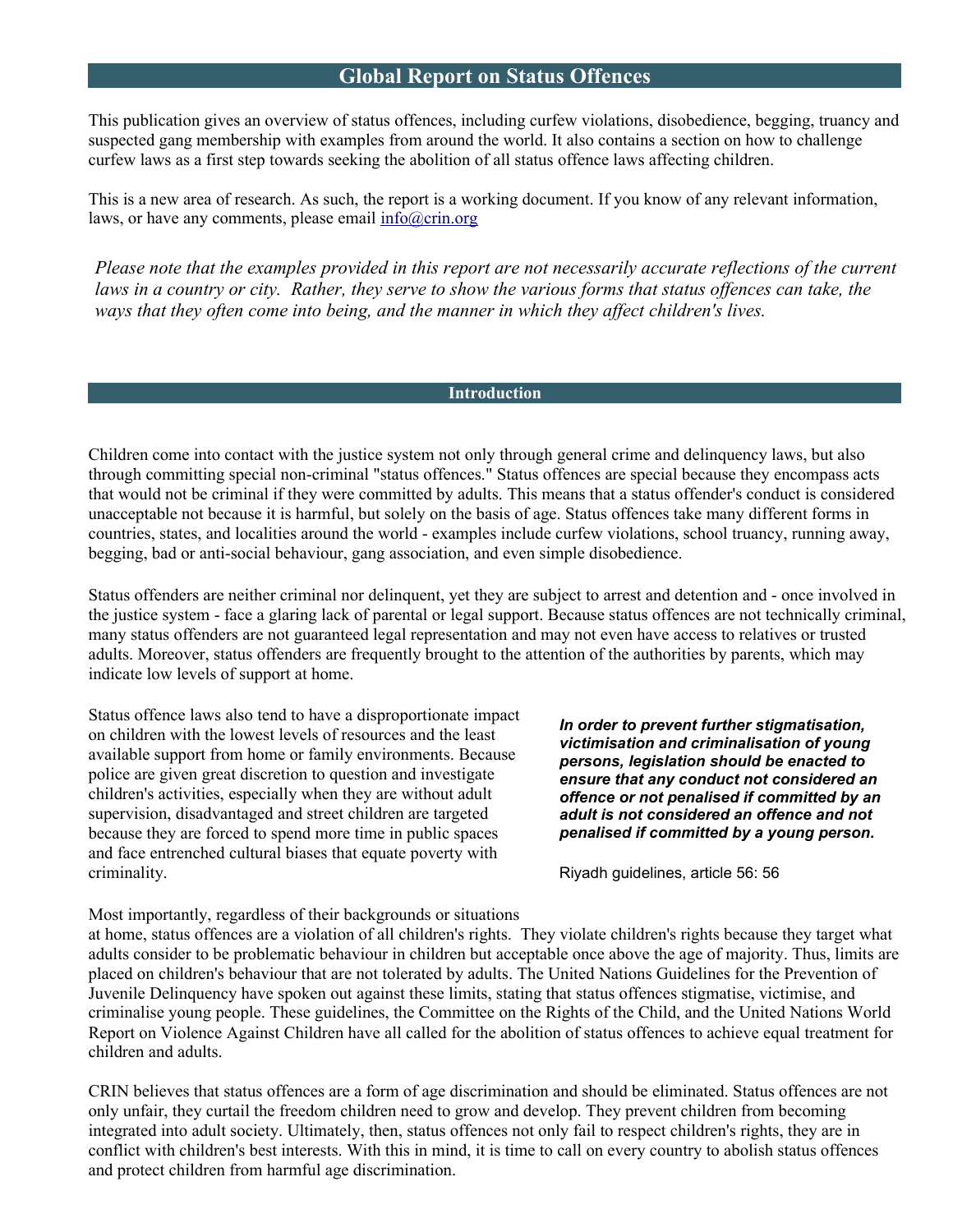# Global Report on Status Offences

This publication gives an overview of status offences, including curfew violations, disobedience, begging, truancy and suspected gang membership with examples from around the world. It also contains a section on how to challenge curfew laws as a first step towards seeking the abolition of all status offence laws affecting children.

This is a new area of research. As such, the report is a working document. If you know of any relevant information, laws, or have any comments, please email info@crin.org

*Please note that the examples provided in this report are not necessarily accurate reflections of the current laws in a country or city. Rather, they serve to show the various forms that status offences can take, the ways that they often come into being, and the manner in which they affect children's lives.*

## Introduction

Children come into contact with the justice system not only through general crime and delinquency laws, but also through committing special non-criminal "status offences." Status offences are special because they encompass acts that would not be criminal if they were committed by adults. This means that a status offender's conduct is considered unacceptable not because it is harmful, but solely on the basis of age. Status offences take many different forms in countries, states, and localities around the world - examples include curfew violations, school truancy, running away, begging, bad or anti-social behaviour, gang association, and even simple disobedience.

Status offenders are neither criminal nor delinquent, yet they are subject to arrest and detention and - once involved in the justice system - face a glaring lack of parental or legal support. Because status offences are not technically criminal, many status offenders are not guaranteed legal representation and may not even have access to relatives or trusted adults. Moreover, status offenders are frequently brought to the attention of the authorities by parents, which may indicate low levels of support at home.

Status offence laws also tend to have a disproportionate impact on children with the lowest levels of resources and the least available support from home or family environments. Because police are given great discretion to question and investigate children's activities, especially when they are without adult supervision, disadvantaged and street children are targeted because they are forced to spend more time in public spaces and face entrenched cultural biases that equate poverty with criminality.

***In order to prevent further stigmatisation, victimisation and criminalisation of young persons, legislation should be enacted to ensure that any conduct not considered an offence or not penalised if committed by an adult is not considered an offence and not penalised if committed by a young person.***

Riyadh guidelines, article 56: 56

Most importantly, regardless of their backgrounds or situations at home, status offences are a violation of all children's rights. They violate children's rights because they target what adults consider to be problematic behaviour in children but acceptable once above the age of majority. Thus, limits are placed on children's behaviour that are not tolerated by adults. The United Nations Guidelines for the Prevention of Juvenile Delinquency have spoken out against these limits, stating that status offences stigmatise, victimise, and criminalise young people. These guidelines, the Committee on the Rights of the Child, and the United Nations World Report on Violence Against Children have all called for the abolition of status offences to achieve equal treatment for children and adults.

CRIN believes that status offences are a form of age discrimination and should be eliminated. Status offences are not only unfair, they curtail the freedom children need to grow and develop. They prevent children from becoming integrated into adult society. Ultimately, then, status offences not only fail to respect children's rights, they are in conflict with children's best interests. With this in mind, it is time to call on every country to abolish status offences and protect children from harmful age discrimination.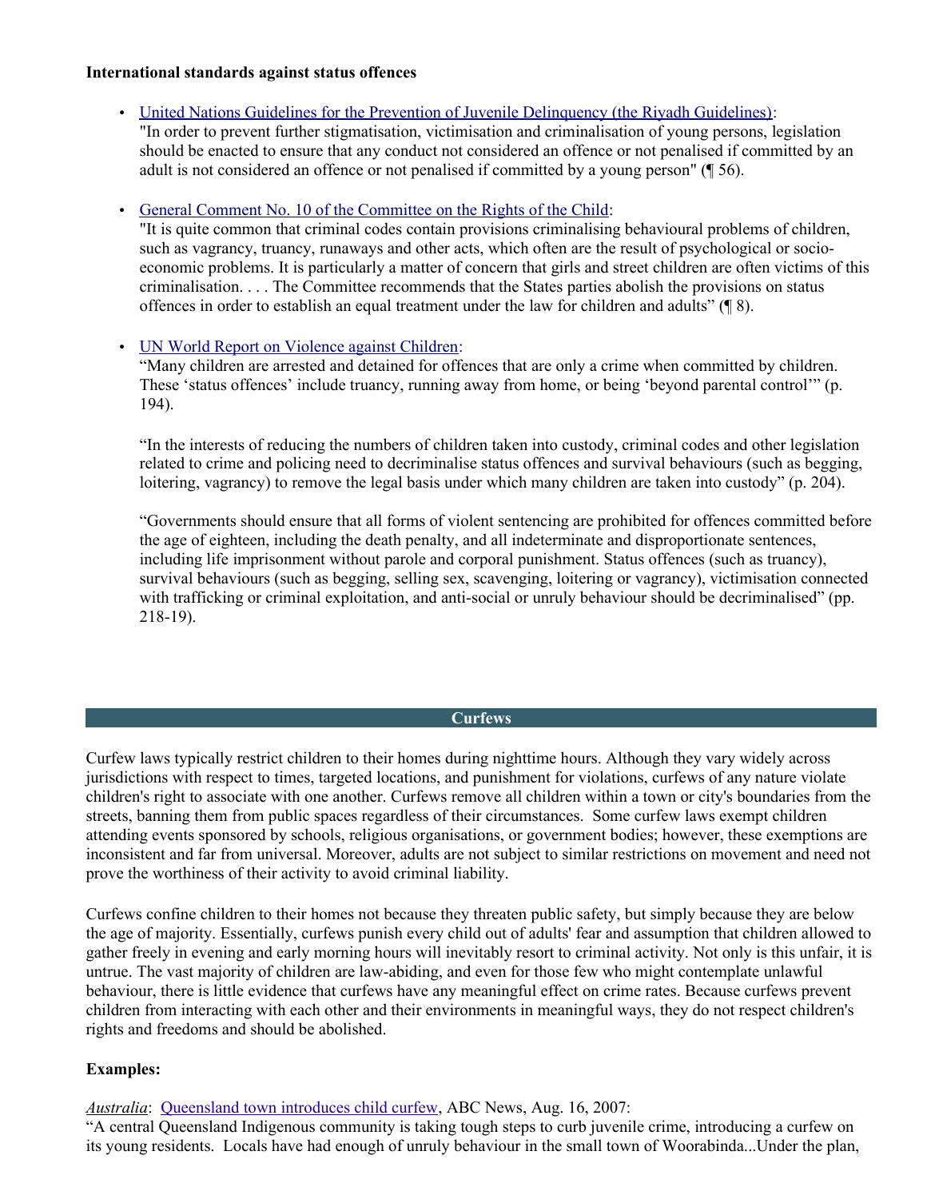**International standards against status offences**

- United Nations Guidelines for the Prevention of Juvenile Delinquency (the Riyadh Guidelines):
  "In order to prevent further stigmatisation, victimisation and criminalisation of young persons, legislation should be enacted to ensure that any conduct not considered an offence or not penalised if committed by an adult is not considered an offence or not penalised if committed by a young person" (¶ 56).

- General Comment No. 10 of the Committee on the Rights of the Child:
  "It is quite common that criminal codes contain provisions criminalising behavioural problems of children, such as vagrancy, truancy, runaways and other acts, which often are the result of psychological or socio-economic problems. It is particularly a matter of concern that girls and street children are often victims of this criminalisation. . . . The Committee recommends that the States parties abolish the provisions on status offences in order to establish an equal treatment under the law for children and adults" (¶ 8).

- UN World Report on Violence against Children:
  "Many children are arrested and detained for offences that are only a crime when committed by children. These 'status offences' include truancy, running away from home, or being 'beyond parental control'" (p. 194).

  "In the interests of reducing the numbers of children taken into custody, criminal codes and other legislation related to crime and policing need to decriminalise status offences and survival behaviours (such as begging, loitering, vagrancy) to remove the legal basis under which many children are taken into custody" (p. 204).

  "Governments should ensure that all forms of violent sentencing are prohibited for offences committed before the age of eighteen, including the death penalty, and all indeterminate and disproportionate sentences, including life imprisonment without parole and corporal punishment. Status offences (such as truancy), survival behaviours (such as begging, selling sex, scavenging, loitering or vagrancy), victimisation connected with trafficking or criminal exploitation, and anti-social or unruly behaviour should be decriminalised" (pp. 218-19).

## Curfews

Curfew laws typically restrict children to their homes during nighttime hours. Although they vary widely across jurisdictions with respect to times, targeted locations, and punishment for violations, curfews of any nature violate children's right to associate with one another. Curfews remove all children within a town or city's boundaries from the streets, banning them from public spaces regardless of their circumstances. Some curfew laws exempt children attending events sponsored by schools, religious organisations, or government bodies; however, these exemptions are inconsistent and far from universal. Moreover, adults are not subject to similar restrictions on movement and need not prove the worthiness of their activity to avoid criminal liability.

Curfews confine children to their homes not because they threaten public safety, but simply because they are below the age of majority. Essentially, curfews punish every child out of adults' fear and assumption that children allowed to gather freely in evening and early morning hours will inevitably resort to criminal activity. Not only is this unfair, it is untrue. The vast majority of children are law-abiding, and even for those few who might contemplate unlawful behaviour, there is little evidence that curfews have any meaningful effect on crime rates. Because curfews prevent children from interacting with each other and their environments in meaningful ways, they do not respect children's rights and freedoms and should be abolished.

**Examples:**

*Australia*: Queensland town introduces child curfew, ABC News, Aug. 16, 2007:
"A central Queensland Indigenous community is taking tough steps to curb juvenile crime, introducing a curfew on its young residents. Locals have had enough of unruly behaviour in the small town of Woorabinda...Under the plan,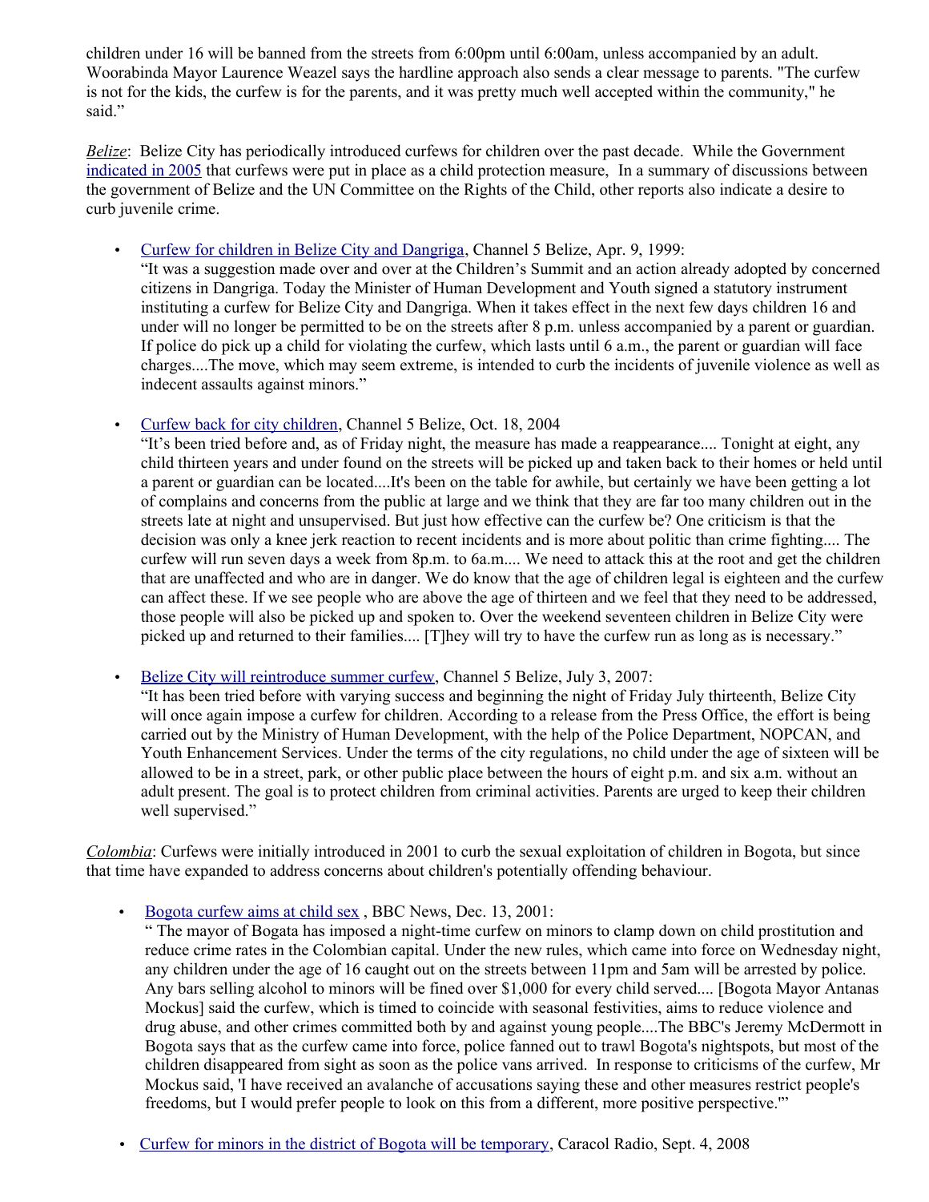children under 16 will be banned from the streets from 6:00pm until 6:00am, unless accompanied by an adult. Woorabinda Mayor Laurence Weazel says the hardline approach also sends a clear message to parents. "The curfew is not for the kids, the curfew is for the parents, and it was pretty much well accepted within the community," he said."

*Belize*: Belize City has periodically introduced curfews for children over the past decade. While the Government indicated in 2005 that curfews were put in place as a child protection measure, In a summary of discussions between the government of Belize and the UN Committee on the Rights of the Child, other reports also indicate a desire to curb juvenile crime.

- Curfew for children in Belize City and Dangriga, Channel 5 Belize, Apr. 9, 1999:
  "It was a suggestion made over and over at the Children's Summit and an action already adopted by concerned citizens in Dangriga. Today the Minister of Human Development and Youth signed a statutory instrument instituting a curfew for Belize City and Dangriga. When it takes effect in the next few days children 16 and under will no longer be permitted to be on the streets after 8 p.m. unless accompanied by a parent or guardian. If police do pick up a child for violating the curfew, which lasts until 6 a.m., the parent or guardian will face charges....The move, which may seem extreme, is intended to curb the incidents of juvenile violence as well as indecent assaults against minors."

- Curfew back for city children, Channel 5 Belize, Oct. 18, 2004
  "It's been tried before and, as of Friday night, the measure has made a reappearance.... Tonight at eight, any child thirteen years and under found on the streets will be picked up and taken back to their homes or held until a parent or guardian can be located....It's been on the table for awhile, but certainly we have been getting a lot of complains and concerns from the public at large and we think that they are far too many children out in the streets late at night and unsupervised. But just how effective can the curfew be? One criticism is that the decision was only a knee jerk reaction to recent incidents and is more about politic than crime fighting.... The curfew will run seven days a week from 8p.m. to 6a.m.... We need to attack this at the root and get the children that are unaffected and who are in danger. We do know that the age of children legal is eighteen and the curfew can affect these. If we see people who are above the age of thirteen and we feel that they need to be addressed, those people will also be picked up and spoken to. Over the weekend seventeen children in Belize City were picked up and returned to their families.... [T]hey will try to have the curfew run as long as is necessary."

- Belize City will reintroduce summer curfew, Channel 5 Belize, July 3, 2007:
  "It has been tried before with varying success and beginning the night of Friday July thirteenth, Belize City will once again impose a curfew for children. According to a release from the Press Office, the effort is being carried out by the Ministry of Human Development, with the help of the Police Department, NOPCAN, and Youth Enhancement Services. Under the terms of the city regulations, no child under the age of sixteen will be allowed to be in a street, park, or other public place between the hours of eight p.m. and six a.m. without an adult present. The goal is to protect children from criminal activities. Parents are urged to keep their children well supervised."

*Colombia*: Curfews were initially introduced in 2001 to curb the sexual exploitation of children in Bogota, but since that time have expanded to address concerns about children's potentially offending behaviour.

- Bogota curfew aims at child sex , BBC News, Dec. 13, 2001:
  " The mayor of Bogata has imposed a night-time curfew on minors to clamp down on child prostitution and reduce crime rates in the Colombian capital. Under the new rules, which came into force on Wednesday night, any children under the age of 16 caught out on the streets between 11pm and 5am will be arrested by police. Any bars selling alcohol to minors will be fined over $1,000 for every child served.... [Bogota Mayor Antanas Mockus] said the curfew, which is timed to coincide with seasonal festivities, aims to reduce violence and drug abuse, and other crimes committed both by and against young people....The BBC's Jeremy McDermott in Bogota says that as the curfew came into force, police fanned out to trawl Bogota's nightspots, but most of the children disappeared from sight as soon as the police vans arrived. In response to criticisms of the curfew, Mr Mockus said, 'I have received an avalanche of accusations saying these and other measures restrict people's freedoms, but I would prefer people to look on this from a different, more positive perspective.'"

- Curfew for minors in the district of Bogota will be temporary, Caracol Radio, Sept. 4, 2008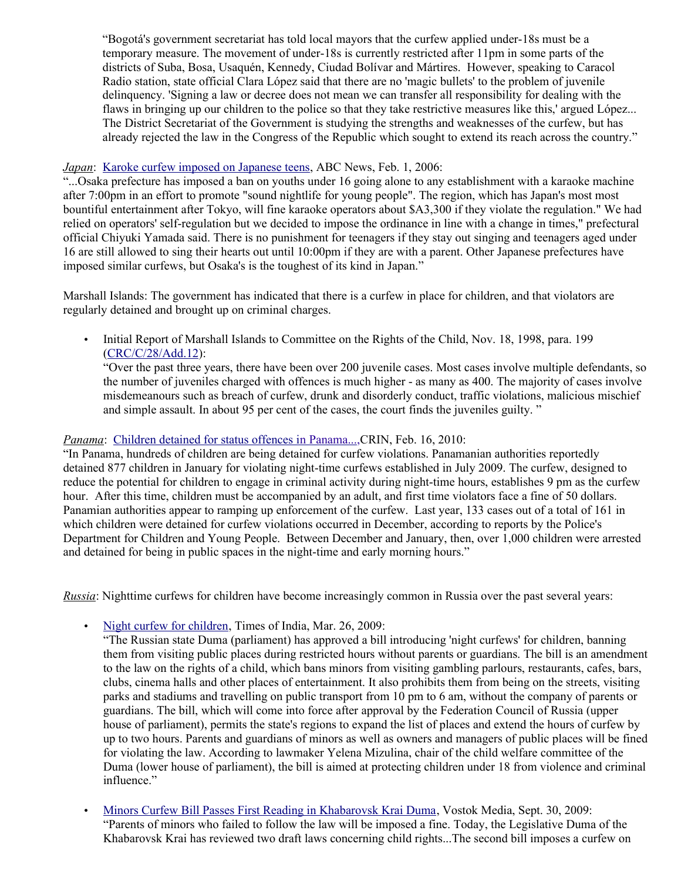> "Bogotá's government secretariat has told local mayors that the curfew applied under-18s must be a temporary measure. The movement of under-18s is currently restricted after 11pm in some parts of the districts of Suba, Bosa, Usaquén, Kennedy, Ciudad Bolívar and Mártires. However, speaking to Caracol Radio station, state official Clara López said that there are no 'magic bullets' to the problem of juvenile delinquency. 'Signing a law or decree does not mean we can transfer all responsibility for dealing with the flaws in bringing up our children to the police so that they take restrictive measures like this,' argued López... The District Secretariat of the Government is studying the strengths and weaknesses of the curfew, but has already rejected the law in the Congress of the Republic which sought to extend its reach across the country."

*Japan*: [Karoke curfew imposed on Japanese teens](), ABC News, Feb. 1, 2006:
"...Osaka prefecture has imposed a ban on youths under 16 going alone to any establishment with a karaoke machine after 7:00pm in an effort to promote "sound nightlife for young people". The region, which has Japan's most most bountiful entertainment after Tokyo, will fine karaoke operators about $A3,300 if they violate the regulation." We had relied on operators' self-regulation but we decided to impose the ordinance in line with a change in times," prefectural official Chiyuki Yamada said. There is no punishment for teenagers if they stay out singing and teenagers aged under 16 are still allowed to sing their hearts out until 10:00pm if they are with a parent. Other Japanese prefectures have imposed similar curfews, but Osaka's is the toughest of its kind in Japan."

Marshall Islands: The government has indicated that there is a curfew in place for children, and that violators are regularly detained and brought up on criminal charges.

- Initial Report of Marshall Islands to Committee on the Rights of the Child, Nov. 18, 1998, para. 199 ([CRC/C/28/Add.12]()):
  "Over the past three years, there have been over 200 juvenile cases. Most cases involve multiple defendants, so the number of juveniles charged with offences is much higher - as many as 400. The majority of cases involve misdemeanours such as breach of curfew, drunk and disorderly conduct, traffic violations, malicious mischief and simple assault. In about 95 per cent of the cases, the court finds the juveniles guilty. "

*Panama*: [Children detained for status offences in Panama...](),CRIN, Feb. 16, 2010:
"In Panama, hundreds of children are being detained for curfew violations. Panamanian authorities reportedly detained 877 children in January for violating night-time curfews established in July 2009. The curfew, designed to reduce the potential for children to engage in criminal activity during night-time hours, establishes 9 pm as the curfew hour. After this time, children must be accompanied by an adult, and first time violators face a fine of 50 dollars. Panamian authorities appear to ramping up enforcement of the curfew. Last year, 133 cases out of a total of 161 in which children were detained for curfew violations occurred in December, according to reports by the Police's Department for Children and Young People. Between December and January, then, over 1,000 children were arrested and detained for being in public spaces in the night-time and early morning hours."

*Russia*: Nighttime curfews for children have become increasingly common in Russia over the past several years:

- [Night curfew for children](), Times of India, Mar. 26, 2009:
  "The Russian state Duma (parliament) has approved a bill introducing 'night curfews' for children, banning them from visiting public places during restricted hours without parents or guardians. The bill is an amendment to the law on the rights of a child, which bans minors from visiting gambling parlours, restaurants, cafes, bars, clubs, cinema halls and other places of entertainment. It also prohibits them from being on the streets, visiting parks and stadiums and travelling on public transport from 10 pm to 6 am, without the company of parents or guardians. The bill, which will come into force after approval by the Federation Council of Russia (upper house of parliament), permits the state's regions to expand the list of places and extend the hours of curfew by up to two hours. Parents and guardians of minors as well as owners and managers of public places will be fined for violating the law. According to lawmaker Yelena Mizulina, chair of the child welfare committee of the Duma (lower house of parliament), the bill is aimed at protecting children under 18 from violence and criminal influence."

- [Minors Curfew Bill Passes First Reading in Khabarovsk Krai Duma](), Vostok Media, Sept. 30, 2009:
  "Parents of minors who failed to follow the law will be imposed a fine. Today, the Legislative Duma of the Khabarovsk Krai has reviewed two draft laws concerning child rights...The second bill imposes a curfew on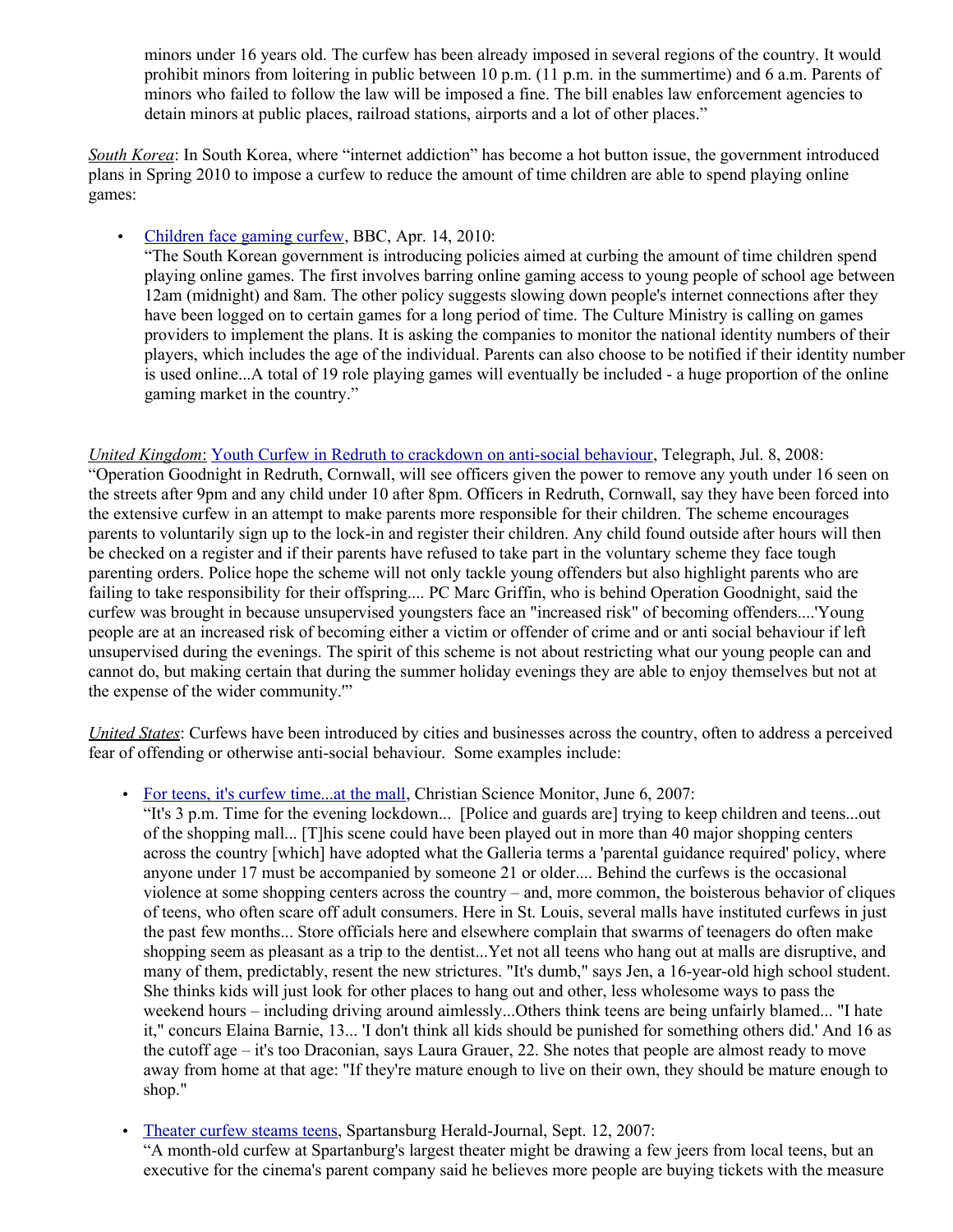minors under 16 years old. The curfew has been already imposed in several regions of the country. It would prohibit minors from loitering in public between 10 p.m. (11 p.m. in the summertime) and 6 a.m. Parents of minors who failed to follow the law will be imposed a fine. The bill enables law enforcement agencies to detain minors at public places, railroad stations, airports and a lot of other places."

*South Korea*: In South Korea, where "internet addiction" has become a hot button issue, the government introduced plans in Spring 2010 to impose a curfew to reduce the amount of time children are able to spend playing online games:

- Children face gaming curfew, BBC, Apr. 14, 2010:
  "The South Korean government is introducing policies aimed at curbing the amount of time children spend playing online games. The first involves barring online gaming access to young people of school age between 12am (midnight) and 8am. The other policy suggests slowing down people's internet connections after they have been logged on to certain games for a long period of time. The Culture Ministry is calling on games providers to implement the plans. It is asking the companies to monitor the national identity numbers of their players, which includes the age of the individual. Parents can also choose to be notified if their identity number is used online...A total of 19 role playing games will eventually be included - a huge proportion of the online gaming market in the country."

*United Kingdom*: Youth Curfew in Redruth to crackdown on anti-social behaviour, Telegraph, Jul. 8, 2008: "Operation Goodnight in Redruth, Cornwall, will see officers given the power to remove any youth under 16 seen on the streets after 9pm and any child under 10 after 8pm. Officers in Redruth, Cornwall, say they have been forced into the extensive curfew in an attempt to make parents more responsible for their children. The scheme encourages parents to voluntarily sign up to the lock-in and register their children. Any child found outside after hours will then be checked on a register and if their parents have refused to take part in the voluntary scheme they face tough parenting orders. Police hope the scheme will not only tackle young offenders but also highlight parents who are failing to take responsibility for their offspring.... PC Marc Griffin, who is behind Operation Goodnight, said the curfew was brought in because unsupervised youngsters face an "increased risk" of becoming offenders....'Young people are at an increased risk of becoming either a victim or offender of crime and or anti social behaviour if left unsupervised during the evenings. The spirit of this scheme is not about restricting what our young people can and cannot do, but making certain that during the summer holiday evenings they are able to enjoy themselves but not at the expense of the wider community.'"

*United States*: Curfews have been introduced by cities and businesses across the country, often to address a perceived fear of offending or otherwise anti-social behaviour. Some examples include:

- For teens, it's curfew time...at the mall, Christian Science Monitor, June 6, 2007:
  "It's 3 p.m. Time for the evening lockdown... [Police and guards are] trying to keep children and teens...out of the shopping mall... [T]his scene could have been played out in more than 40 major shopping centers across the country [which] have adopted what the Galleria terms a 'parental guidance required' policy, where anyone under 17 must be accompanied by someone 21 or older.... Behind the curfews is the occasional violence at some shopping centers across the country – and, more common, the boisterous behavior of cliques of teens, who often scare off adult consumers. Here in St. Louis, several malls have instituted curfews in just the past few months... Store officials here and elsewhere complain that swarms of teenagers do often make shopping seem as pleasant as a trip to the dentist...Yet not all teens who hang out at malls are disruptive, and many of them, predictably, resent the new strictures. "It's dumb," says Jen, a 16-year-old high school student. She thinks kids will just look for other places to hang out and other, less wholesome ways to pass the weekend hours – including driving around aimlessly...Others think teens are being unfairly blamed... "I hate it," concurs Elaina Barnie, 13... 'I don't think all kids should be punished for something others did.' And 16 as the cutoff age – it's too Draconian, says Laura Grauer, 22. She notes that people are almost ready to move away from home at that age: "If they're mature enough to live on their own, they should be mature enough to shop."

- Theater curfew steams teens, Spartansburg Herald-Journal, Sept. 12, 2007:
  "A month-old curfew at Spartanburg's largest theater might be drawing a few jeers from local teens, but an executive for the cinema's parent company said he believes more people are buying tickets with the measure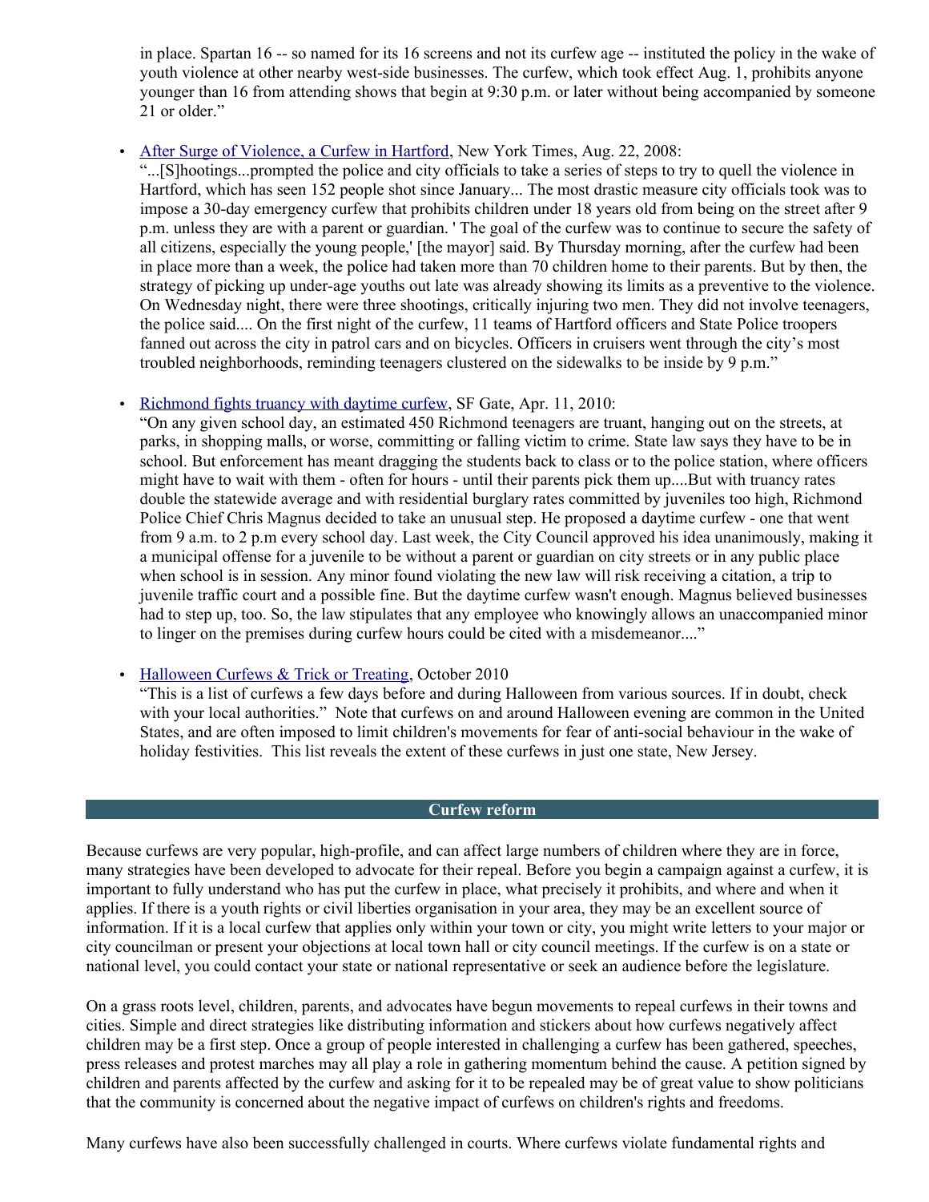in place. Spartan 16 -- so named for its 16 screens and not its curfew age -- instituted the policy in the wake of youth violence at other nearby west-side businesses. The curfew, which took effect Aug. 1, prohibits anyone younger than 16 from attending shows that begin at 9:30 p.m. or later without being accompanied by someone 21 or older."

- [After Surge of Violence, a Curfew in Hartford](), New York Times, Aug. 22, 2008:
  "...[S]hootings...prompted the police and city officials to take a series of steps to try to quell the violence in Hartford, which has seen 152 people shot since January... The most drastic measure city officials took was to impose a 30-day emergency curfew that prohibits children under 18 years old from being on the street after 9 p.m. unless they are with a parent or guardian. ' The goal of the curfew was to continue to secure the safety of all citizens, especially the young people,' [the mayor] said. By Thursday morning, after the curfew had been in place more than a week, the police had taken more than 70 children home to their parents. But by then, the strategy of picking up under-age youths out late was already showing its limits as a preventive to the violence. On Wednesday night, there were three shootings, critically injuring two men. They did not involve teenagers, the police said.... On the first night of the curfew, 11 teams of Hartford officers and State Police troopers fanned out across the city in patrol cars and on bicycles. Officers in cruisers went through the city's most troubled neighborhoods, reminding teenagers clustered on the sidewalks to be inside by 9 p.m."

- [Richmond fights truancy with daytime curfew](), SF Gate, Apr. 11, 2010:
  "On any given school day, an estimated 450 Richmond teenagers are truant, hanging out on the streets, at parks, in shopping malls, or worse, committing or falling victim to crime. State law says they have to be in school. But enforcement has meant dragging the students back to class or to the police station, where officers might have to wait with them - often for hours - until their parents pick them up....But with truancy rates double the statewide average and with residential burglary rates committed by juveniles too high, Richmond Police Chief Chris Magnus decided to take an unusual step. He proposed a daytime curfew - one that went from 9 a.m. to 2 p.m every school day. Last week, the City Council approved his idea unanimously, making it a municipal offense for a juvenile to be without a parent or guardian on city streets or in any public place when school is in session. Any minor found violating the new law will risk receiving a citation, a trip to juvenile traffic court and a possible fine. But the daytime curfew wasn't enough. Magnus believed businesses had to step up, too. So, the law stipulates that any employee who knowingly allows an unaccompanied minor to linger on the premises during curfew hours could be cited with a misdemeanor...."

- [Halloween Curfews & Trick or Treating](), October 2010
  "This is a list of curfews a few days before and during Halloween from various sources. If in doubt, check with your local authorities." Note that curfews on and around Halloween evening are common in the United States, and are often imposed to limit children's movements for fear of anti-social behaviour in the wake of holiday festivities. This list reveals the extent of these curfews in just one state, New Jersey.

## Curfew reform

Because curfews are very popular, high-profile, and can affect large numbers of children where they are in force, many strategies have been developed to advocate for their repeal. Before you begin a campaign against a curfew, it is important to fully understand who has put the curfew in place, what precisely it prohibits, and where and when it applies. If there is a youth rights or civil liberties organisation in your area, they may be an excellent source of information. If it is a local curfew that applies only within your town or city, you might write letters to your major or city councilman or present your objections at local town hall or city council meetings. If the curfew is on a state or national level, you could contact your state or national representative or seek an audience before the legislature.

On a grass roots level, children, parents, and advocates have begun movements to repeal curfews in their towns and cities. Simple and direct strategies like distributing information and stickers about how curfews negatively affect children may be a first step. Once a group of people interested in challenging a curfew has been gathered, speeches, press releases and protest marches may all play a role in gathering momentum behind the cause. A petition signed by children and parents affected by the curfew and asking for it to be repealed may be of great value to show politicians that the community is concerned about the negative impact of curfews on children's rights and freedoms.

Many curfews have also been successfully challenged in courts. Where curfews violate fundamental rights and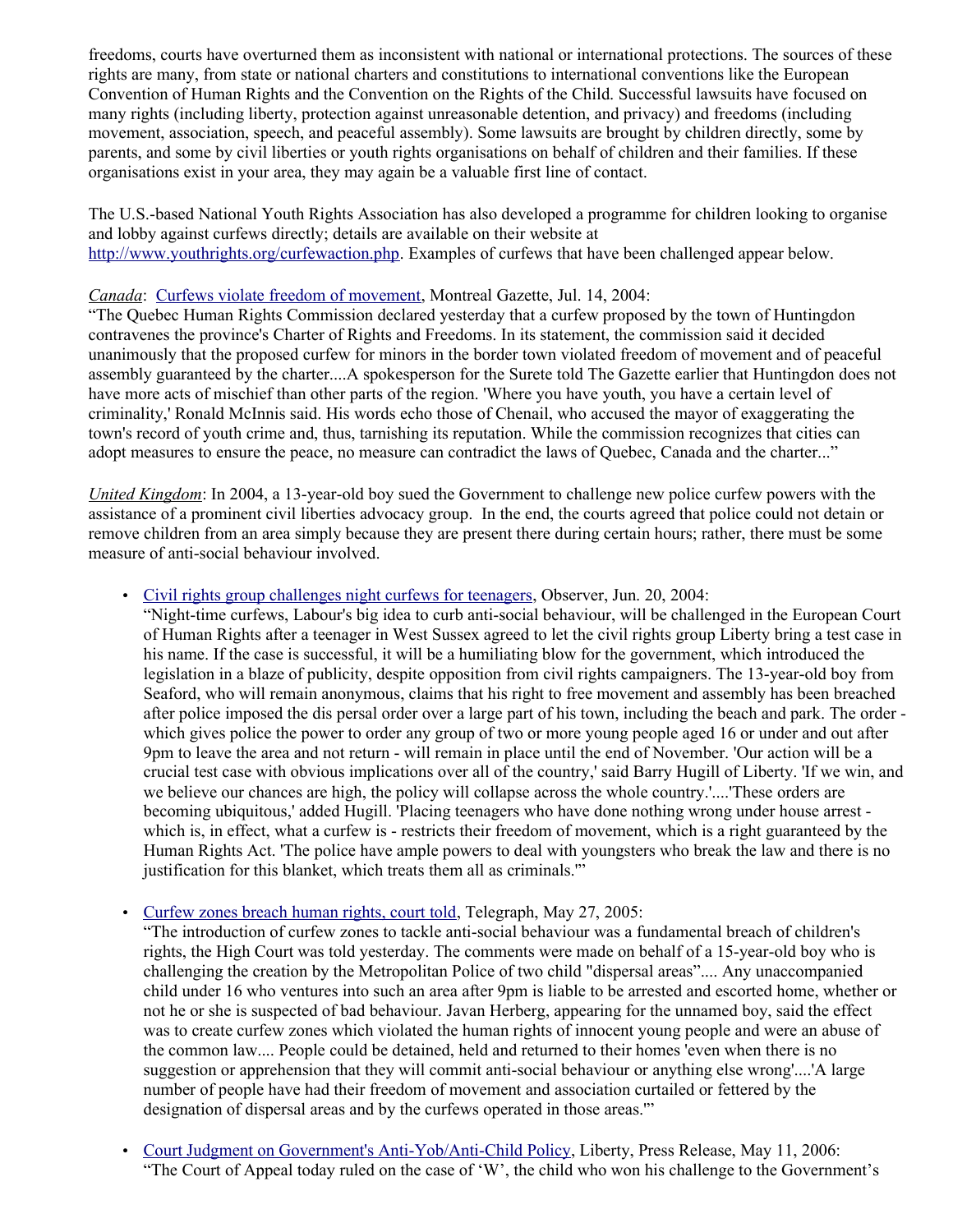freedoms, courts have overturned them as inconsistent with national or international protections. The sources of these rights are many, from state or national charters and constitutions to international conventions like the European Convention of Human Rights and the Convention on the Rights of the Child. Successful lawsuits have focused on many rights (including liberty, protection against unreasonable detention, and privacy) and freedoms (including movement, association, speech, and peaceful assembly). Some lawsuits are brought by children directly, some by parents, and some by civil liberties or youth rights organisations on behalf of children and their families. If these organisations exist in your area, they may again be a valuable first line of contact.

The U.S.-based National Youth Rights Association has also developed a programme for children looking to organise and lobby against curfews directly; details are available on their website at [http://www.youthrights.org/curfewaction.php](http://www.youthrights.org/curfewaction.php). Examples of curfews that have been challenged appear below.

*Canada*: [Curfews violate freedom of movement](), Montreal Gazette, Jul. 14, 2004:
"The Quebec Human Rights Commission declared yesterday that a curfew proposed by the town of Huntingdon contravenes the province's Charter of Rights and Freedoms. In its statement, the commission said it decided unanimously that the proposed curfew for minors in the border town violated freedom of movement and of peaceful assembly guaranteed by the charter....A spokesperson for the Surete told The Gazette earlier that Huntingdon does not have more acts of mischief than other parts of the region. 'Where you have youth, you have a certain level of criminality,' Ronald McInnis said. His words echo those of Chenail, who accused the mayor of exaggerating the town's record of youth crime and, thus, tarnishing its reputation. While the commission recognizes that cities can adopt measures to ensure the peace, no measure can contradict the laws of Quebec, Canada and the charter..."

*United Kingdom*: In 2004, a 13-year-old boy sued the Government to challenge new police curfew powers with the assistance of a prominent civil liberties advocacy group. In the end, the courts agreed that police could not detain or remove children from an area simply because they are present there during certain hours; rather, there must be some measure of anti-social behaviour involved.

- [Civil rights group challenges night curfews for teenagers](), Observer, Jun. 20, 2004:
  "Night-time curfews, Labour's big idea to curb anti-social behaviour, will be challenged in the European Court of Human Rights after a teenager in West Sussex agreed to let the civil rights group Liberty bring a test case in his name. If the case is successful, it will be a humiliating blow for the government, which introduced the legislation in a blaze of publicity, despite opposition from civil rights campaigners. The 13-year-old boy from Seaford, who will remain anonymous, claims that his right to free movement and assembly has been breached after police imposed the dis persal order over a large part of his town, including the beach and park. The order - which gives police the power to order any group of two or more young people aged 16 or under and out after 9pm to leave the area and not return - will remain in place until the end of November. 'Our action will be a crucial test case with obvious implications over all of the country,' said Barry Hugill of Liberty. 'If we win, and we believe our chances are high, the policy will collapse across the whole country.'....'These orders are becoming ubiquitous,' added Hugill. 'Placing teenagers who have done nothing wrong under house arrest - which is, in effect, what a curfew is - restricts their freedom of movement, which is a right guaranteed by the Human Rights Act. 'The police have ample powers to deal with youngsters who break the law and there is no justification for this blanket, which treats them all as criminals.'"

- [Curfew zones breach human rights, court told](), Telegraph, May 27, 2005:
  "The introduction of curfew zones to tackle anti-social behaviour was a fundamental breach of children's rights, the High Court was told yesterday. The comments were made on behalf of a 15-year-old boy who is challenging the creation by the Metropolitan Police of two child "dispersal areas".... Any unaccompanied child under 16 who ventures into such an area after 9pm is liable to be arrested and escorted home, whether or not he or she is suspected of bad behaviour. Javan Herberg, appearing for the unnamed boy, said the effect was to create curfew zones which violated the human rights of innocent young people and were an abuse of the common law.... People could be detained, held and returned to their homes 'even when there is no suggestion or apprehension that they will commit anti-social behaviour or anything else wrong'....'A large number of people have had their freedom of movement and association curtailed or fettered by the designation of dispersal areas and by the curfews operated in those areas.'"

- [Court Judgment on Government's Anti-Yob/Anti-Child Policy](), Liberty, Press Release, May 11, 2006:
  "The Court of Appeal today ruled on the case of 'W', the child who won his challenge to the Government's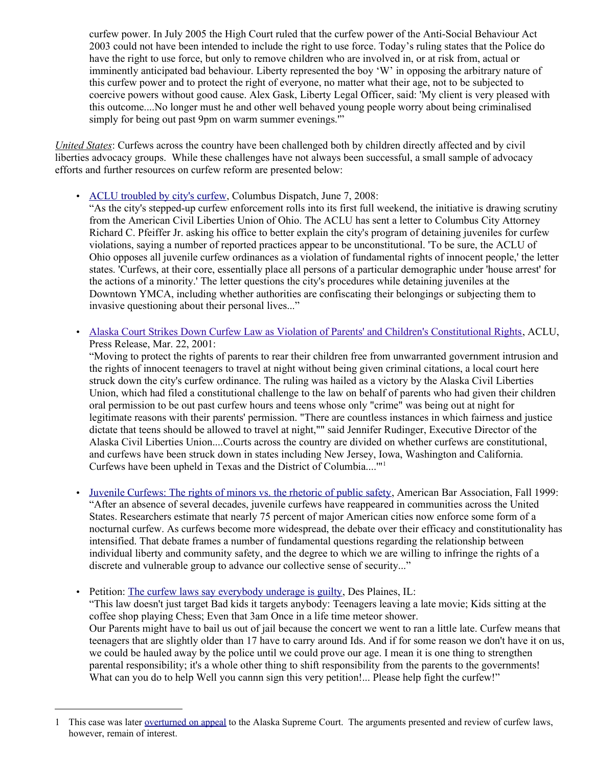curfew power. In July 2005 the High Court ruled that the curfew power of the Anti-Social Behaviour Act 2003 could not have been intended to include the right to use force. Today's ruling states that the Police do have the right to use force, but only to remove children who are involved in, or at risk from, actual or imminently anticipated bad behaviour. Liberty represented the boy 'W' in opposing the arbitrary nature of this curfew power and to protect the right of everyone, no matter what their age, not to be subjected to coercive powers without good cause. Alex Gask, Liberty Legal Officer, said: 'My client is very pleased with this outcome....No longer must he and other well behaved young people worry about being criminalised simply for being out past 9pm on warm summer evenings.'"

*United States*: Curfews across the country have been challenged both by children directly affected and by civil liberties advocacy groups. While these challenges have not always been successful, a small sample of advocacy efforts and further resources on curfew reform are presented below:

- ACLU troubled by city's curfew, Columbus Dispatch, June 7, 2008:
  "As the city's stepped-up curfew enforcement rolls into its first full weekend, the initiative is drawing scrutiny from the American Civil Liberties Union of Ohio. The ACLU has sent a letter to Columbus City Attorney Richard C. Pfeiffer Jr. asking his office to better explain the city's program of detaining juveniles for curfew violations, saying a number of reported practices appear to be unconstitutional. 'To be sure, the ACLU of Ohio opposes all juvenile curfew ordinances as a violation of fundamental rights of innocent people,' the letter states. 'Curfews, at their core, essentially place all persons of a particular demographic under 'house arrest' for the actions of a minority.' The letter questions the city's procedures while detaining juveniles at the Downtown YMCA, including whether authorities are confiscating their belongings or subjecting them to invasive questioning about their personal lives..."

- Alaska Court Strikes Down Curfew Law as Violation of Parents' and Children's Constitutional Rights, ACLU, Press Release, Mar. 22, 2001:
  "Moving to protect the rights of parents to rear their children free from unwarranted government intrusion and the rights of innocent teenagers to travel at night without being given criminal citations, a local court here struck down the city's curfew ordinance. The ruling was hailed as a victory by the Alaska Civil Liberties Union, which had filed a constitutional challenge to the law on behalf of parents who had given their children oral permission to be out past curfew hours and teens whose only "crime" was being out at night for legitimate reasons with their parents' permission. "There are countless instances in which fairness and justice dictate that teens should be allowed to travel at night,"" said Jennifer Rudinger, Executive Director of the Alaska Civil Liberties Union....Courts across the country are divided on whether curfews are constitutional, and curfews have been struck down in states including New Jersey, Iowa, Washington and California. Curfews have been upheld in Texas and the District of Columbia...."[1]

- Juvenile Curfews: The rights of minors vs. the rhetoric of public safety, American Bar Association, Fall 1999:
  "After an absence of several decades, juvenile curfews have reappeared in communities across the United States. Researchers estimate that nearly 75 percent of major American cities now enforce some form of a nocturnal curfew. As curfews become more widespread, the debate over their efficacy and constitutionality has intensified. That debate frames a number of fundamental questions regarding the relationship between individual liberty and community safety, and the degree to which we are willing to infringe the rights of a discrete and vulnerable group to advance our collective sense of security..."

- Petition: The curfew laws say everybody underage is guilty, Des Plaines, IL:
  "This law doesn't just target Bad kids it targets anybody: Teenagers leaving a late movie; Kids sitting at the coffee shop playing Chess; Even that 3am Once in a life time meteor shower.
  Our Parents might have to bail us out of jail because the concert we went to ran a little late. Curfew means that teenagers that are slightly older than 17 have to carry around Ids. And if for some reason we don't have it on us, we could be hauled away by the police until we could prove our age. I mean it is one thing to strengthen parental responsibility; it's a whole other thing to shift responsibility from the parents to the governments! What can you do to help Well you cannn sign this very petition!... Please help fight the curfew!"

---

[1] This case was later overturned on appeal to the Alaska Supreme Court. The arguments presented and review of curfew laws, however, remain of interest.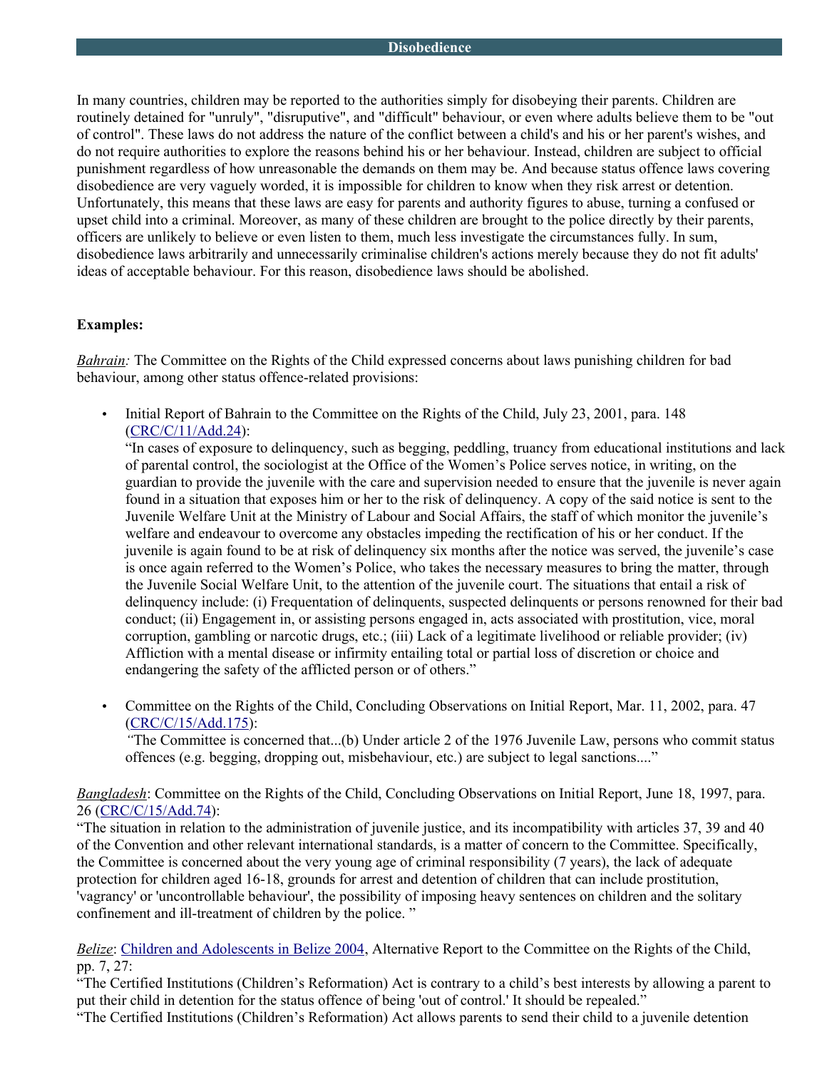## Disobedience

In many countries, children may be reported to the authorities simply for disobeying their parents. Children are routinely detained for "unruly", "disruptive", and "difficult" behaviour, or even where adults believe them to be "out of control". These laws do not address the nature of the conflict between a child's and his or her parent's wishes, and do not require authorities to explore the reasons behind his or her behaviour. Instead, children are subject to official punishment regardless of how unreasonable the demands on them may be. And because status offence laws covering disobedience are very vaguely worded, it is impossible for children to know when they risk arrest or detention. Unfortunately, this means that these laws are easy for parents and authority figures to abuse, turning a confused or upset child into a criminal. Moreover, as many of these children are brought to the police directly by their parents, officers are unlikely to believe or even listen to them, much less investigate the circumstances fully. In sum, disobedience laws arbitrarily and unnecessarily criminalise children's actions merely because they do not fit adults' ideas of acceptable behaviour. For this reason, disobedience laws should be abolished.

**Examples:**

*Bahrain:* The Committee on the Rights of the Child expressed concerns about laws punishing children for bad behaviour, among other status offence-related provisions:

- Initial Report of Bahrain to the Committee on the Rights of the Child, July 23, 2001, para. 148 (CRC/C/11/Add.24):
  "In cases of exposure to delinquency, such as begging, peddling, truancy from educational institutions and lack of parental control, the sociologist at the Office of the Women's Police serves notice, in writing, on the guardian to provide the juvenile with the care and supervision needed to ensure that the juvenile is never again found in a situation that exposes him or her to the risk of delinquency. A copy of the said notice is sent to the Juvenile Welfare Unit at the Ministry of Labour and Social Affairs, the staff of which monitor the juvenile's welfare and endeavour to overcome any obstacles impeding the rectification of his or her conduct. If the juvenile is again found to be at risk of delinquency six months after the notice was served, the juvenile's case is once again referred to the Women's Police, who takes the necessary measures to bring the matter, through the Juvenile Social Welfare Unit, to the attention of the juvenile court. The situations that entail a risk of delinquency include: (i) Frequentation of delinquents, suspected delinquents or persons renowned for their bad conduct; (ii) Engagement in, or assisting persons engaged in, acts associated with prostitution, vice, moral corruption, gambling or narcotic drugs, etc.; (iii) Lack of a legitimate livelihood or reliable provider; (iv) Affliction with a mental disease or infirmity entailing total or partial loss of discretion or choice and endangering the safety of the afflicted person or of others."

- Committee on the Rights of the Child, Concluding Observations on Initial Report, Mar. 11, 2002, para. 47 (CRC/C/15/Add.175):
  *"*The Committee is concerned that...(b) Under article 2 of the 1976 Juvenile Law, persons who commit status offences (e.g. begging, dropping out, misbehaviour, etc.) are subject to legal sanctions...."

*Bangladesh*: Committee on the Rights of the Child, Concluding Observations on Initial Report, June 18, 1997, para. 26 (CRC/C/15/Add.74):
"The situation in relation to the administration of juvenile justice, and its incompatibility with articles 37, 39 and 40 of the Convention and other relevant international standards, is a matter of concern to the Committee. Specifically, the Committee is concerned about the very young age of criminal responsibility (7 years), the lack of adequate protection for children aged 16-18, grounds for arrest and detention of children that can include prostitution, 'vagrancy' or 'uncontrollable behaviour', the possibility of imposing heavy sentences on children and the solitary confinement and ill-treatment of children by the police. "

*Belize*: Children and Adolescents in Belize 2004, Alternative Report to the Committee on the Rights of the Child, pp. 7, 27:
"The Certified Institutions (Children's Reformation) Act is contrary to a child's best interests by allowing a parent to put their child in detention for the status offence of being 'out of control.' It should be repealed."
"The Certified Institutions (Children's Reformation) Act allows parents to send their child to a juvenile detention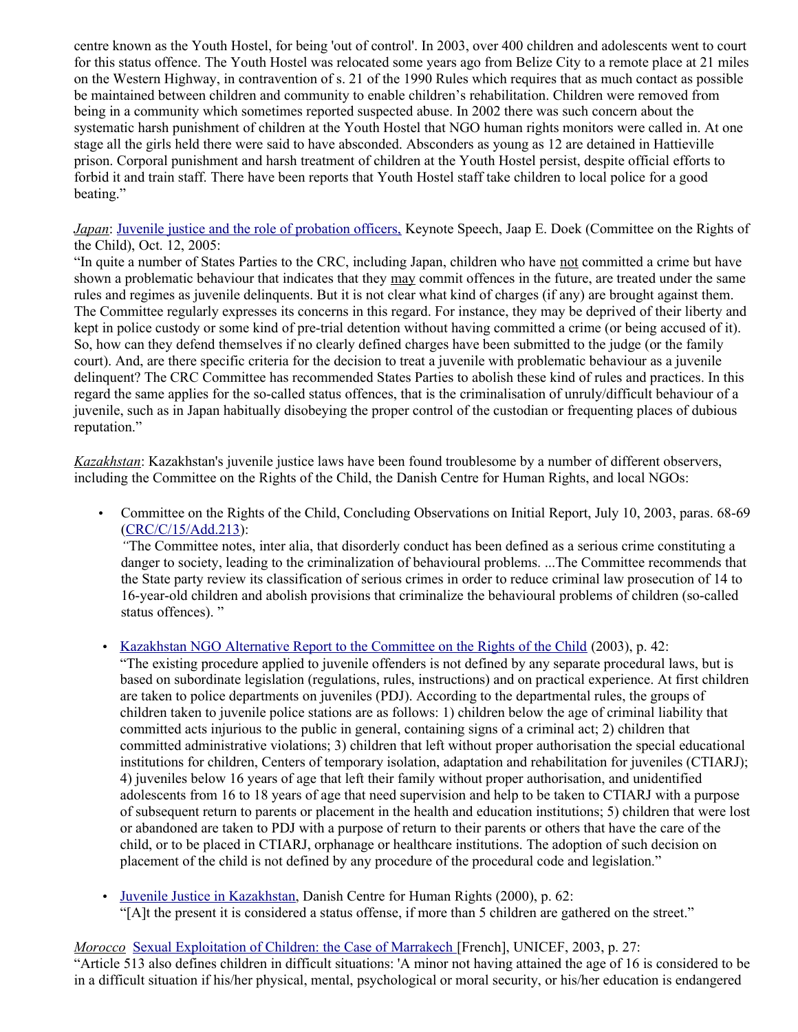centre known as the Youth Hostel, for being 'out of control'. In 2003, over 400 children and adolescents went to court for this status offence. The Youth Hostel was relocated some years ago from Belize City to a remote place at 21 miles on the Western Highway, in contravention of s. 21 of the 1990 Rules which requires that as much contact as possible be maintained between children and community to enable children's rehabilitation. Children were removed from being in a community which sometimes reported suspected abuse. In 2002 there was such concern about the systematic harsh punishment of children at the Youth Hostel that NGO human rights monitors were called in. At one stage all the girls held there were said to have absconded. Absconders as young as 12 are detained in Hattieville prison. Corporal punishment and harsh treatment of children at the Youth Hostel persist, despite official efforts to forbid it and train staff. There have been reports that Youth Hostel staff take children to local police for a good beating."

*Japan*: Juvenile justice and the role of probation officers, Keynote Speech, Jaap E. Doek (Committee on the Rights of the Child), Oct. 12, 2005:
"In quite a number of States Parties to the CRC, including Japan, children who have not committed a crime but have shown a problematic behaviour that indicates that they may commit offences in the future, are treated under the same rules and regimes as juvenile delinquents. But it is not clear what kind of charges (if any) are brought against them. The Committee regularly expresses its concerns in this regard. For instance, they may be deprived of their liberty and kept in police custody or some kind of pre-trial detention without having committed a crime (or being accused of it). So, how can they defend themselves if no clearly defined charges have been submitted to the judge (or the family court). And, are there specific criteria for the decision to treat a juvenile with problematic behaviour as a juvenile delinquent? The CRC Committee has recommended States Parties to abolish these kind of rules and practices. In this regard the same applies for the so-called status offences, that is the criminalisation of unruly/difficult behaviour of a juvenile, such as in Japan habitually disobeying the proper control of the custodian or frequenting places of dubious reputation."

*Kazakhstan*: Kazakhstan's juvenile justice laws have been found troublesome by a number of different observers, including the Committee on the Rights of the Child, the Danish Centre for Human Rights, and local NGOs:

- Committee on the Rights of the Child, Concluding Observations on Initial Report, July 10, 2003, paras. 68-69 (CRC/C/15/Add.213):
  *"*The Committee notes, inter alia, that disorderly conduct has been defined as a serious crime constituting a danger to society, leading to the criminalization of behavioural problems. ...The Committee recommends that the State party review its classification of serious crimes in order to reduce criminal law prosecution of 14 to 16-year-old children and abolish provisions that criminalize the behavioural problems of children (so-called status offences). "

- Kazakhstan NGO Alternative Report to the Committee on the Rights of the Child (2003), p. 42:
  "The existing procedure applied to juvenile offenders is not defined by any separate procedural laws, but is based on subordinate legislation (regulations, rules, instructions) and on practical experience. At first children are taken to police departments on juveniles (PDJ). According to the departmental rules, the groups of children taken to juvenile police stations are as follows: 1) children below the age of criminal liability that committed acts injurious to the public in general, containing signs of a criminal act; 2) children that committed administrative violations; 3) children that left without proper authorisation the special educational institutions for children, Centers of temporary isolation, adaptation and rehabilitation for juveniles (CTIARJ); 4) juveniles below 16 years of age that left their family without proper authorisation, and unidentified adolescents from 16 to 18 years of age that need supervision and help to be taken to CTIARJ with a purpose of subsequent return to parents or placement in the health and education institutions; 5) children that were lost or abandoned are taken to PDJ with a purpose of return to their parents or others that have the care of the child, or to be placed in CTIARJ, orphanage or healthcare institutions. The adoption of such decision on placement of the child is not defined by any procedure of the procedural code and legislation."

- Juvenile Justice in Kazakhstan, Danish Centre for Human Rights (2000), p. 62:
  "[A]t the present it is considered a status offense, if more than 5 children are gathered on the street."

*Morocco* Sexual Exploitation of Children: the Case of Marrakech [French], UNICEF, 2003, p. 27:
"Article 513 also defines children in difficult situations: 'A minor not having attained the age of 16 is considered to be in a difficult situation if his/her physical, mental, psychological or moral security, or his/her education is endangered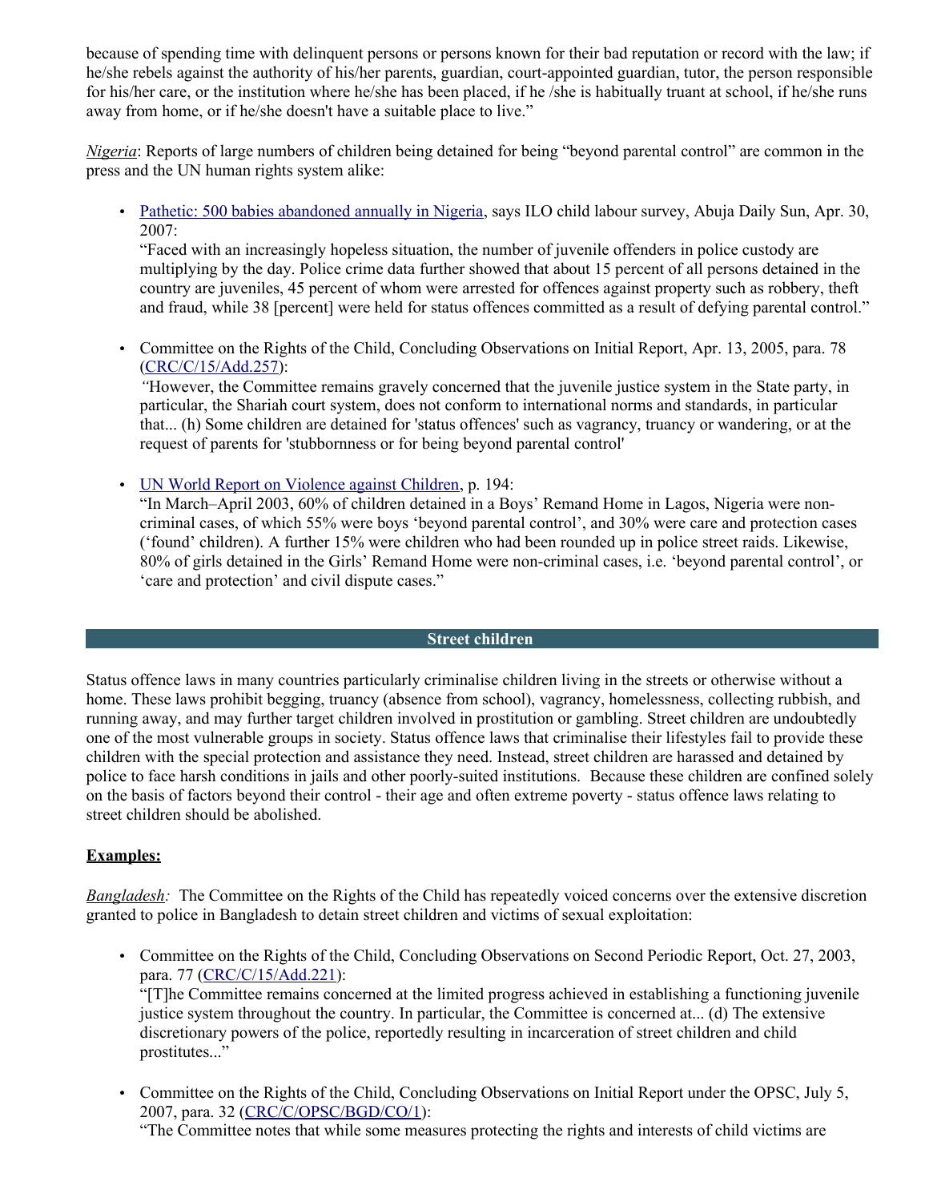because of spending time with delinquent persons or persons known for their bad reputation or record with the law; if he/she rebels against the authority of his/her parents, guardian, court-appointed guardian, tutor, the person responsible for his/her care, or the institution where he/she has been placed, if he /she is habitually truant at school, if he/she runs away from home, or if he/she doesn't have a suitable place to live."

*Nigeria*: Reports of large numbers of children being detained for being "beyond parental control" are common in the press and the UN human rights system alike:

- [Pathetic: 500 babies abandoned annually in Nigeria](), says ILO child labour survey, Abuja Daily Sun, Apr. 30, 2007:
  "Faced with an increasingly hopeless situation, the number of juvenile offenders in police custody are multiplying by the day. Police crime data further showed that about 15 percent of all persons detained in the country are juveniles, 45 percent of whom were arrested for offences against property such as robbery, theft and fraud, while 38 [percent] were held for status offences committed as a result of defying parental control."

- Committee on the Rights of the Child, Concluding Observations on Initial Report, Apr. 13, 2005, para. 78 ([CRC/C/15/Add.257]()):
  *"*However, the Committee remains gravely concerned that the juvenile justice system in the State party, in particular, the Shariah court system, does not conform to international norms and standards, in particular that... (h) Some children are detained for 'status offences' such as vagrancy, truancy or wandering, or at the request of parents for 'stubbornness or for being beyond parental control'

- [UN World Report on Violence against Children](), p. 194:
  "In March–April 2003, 60% of children detained in a Boys' Remand Home in Lagos, Nigeria were non-criminal cases, of which 55% were boys 'beyond parental control', and 30% were care and protection cases ('found' children). A further 15% were children who had been rounded up in police street raids. Likewise, 80% of girls detained in the Girls' Remand Home were non-criminal cases, i.e. 'beyond parental control', or 'care and protection' and civil dispute cases."

## Street children

Status offence laws in many countries particularly criminalise children living in the streets or otherwise without a home. These laws prohibit begging, truancy (absence from school), vagrancy, homelessness, collecting rubbish, and running away, and may further target children involved in prostitution or gambling. Street children are undoubtedly one of the most vulnerable groups in society. Status offence laws that criminalise their lifestyles fail to provide these children with the special protection and assistance they need. Instead, street children are harassed and detained by police to face harsh conditions in jails and other poorly-suited institutions. Because these children are confined solely on the basis of factors beyond their control - their age and often extreme poverty - status offence laws relating to street children should be abolished.

**Examples:**

*Bangladesh:* The Committee on the Rights of the Child has repeatedly voiced concerns over the extensive discretion granted to police in Bangladesh to detain street children and victims of sexual exploitation:

- Committee on the Rights of the Child, Concluding Observations on Second Periodic Report, Oct. 27, 2003, para. 77 ([CRC/C/15/Add.221]()):
  "[T]he Committee remains concerned at the limited progress achieved in establishing a functioning juvenile justice system throughout the country. In particular, the Committee is concerned at... (d) The extensive discretionary powers of the police, reportedly resulting in incarceration of street children and child prostitutes..."

- Committee on the Rights of the Child, Concluding Observations on Initial Report under the OPSC, July 5, 2007, para. 32 ([CRC/C/OPSC/BGD/CO/1]()):
  "The Committee notes that while some measures protecting the rights and interests of child victims are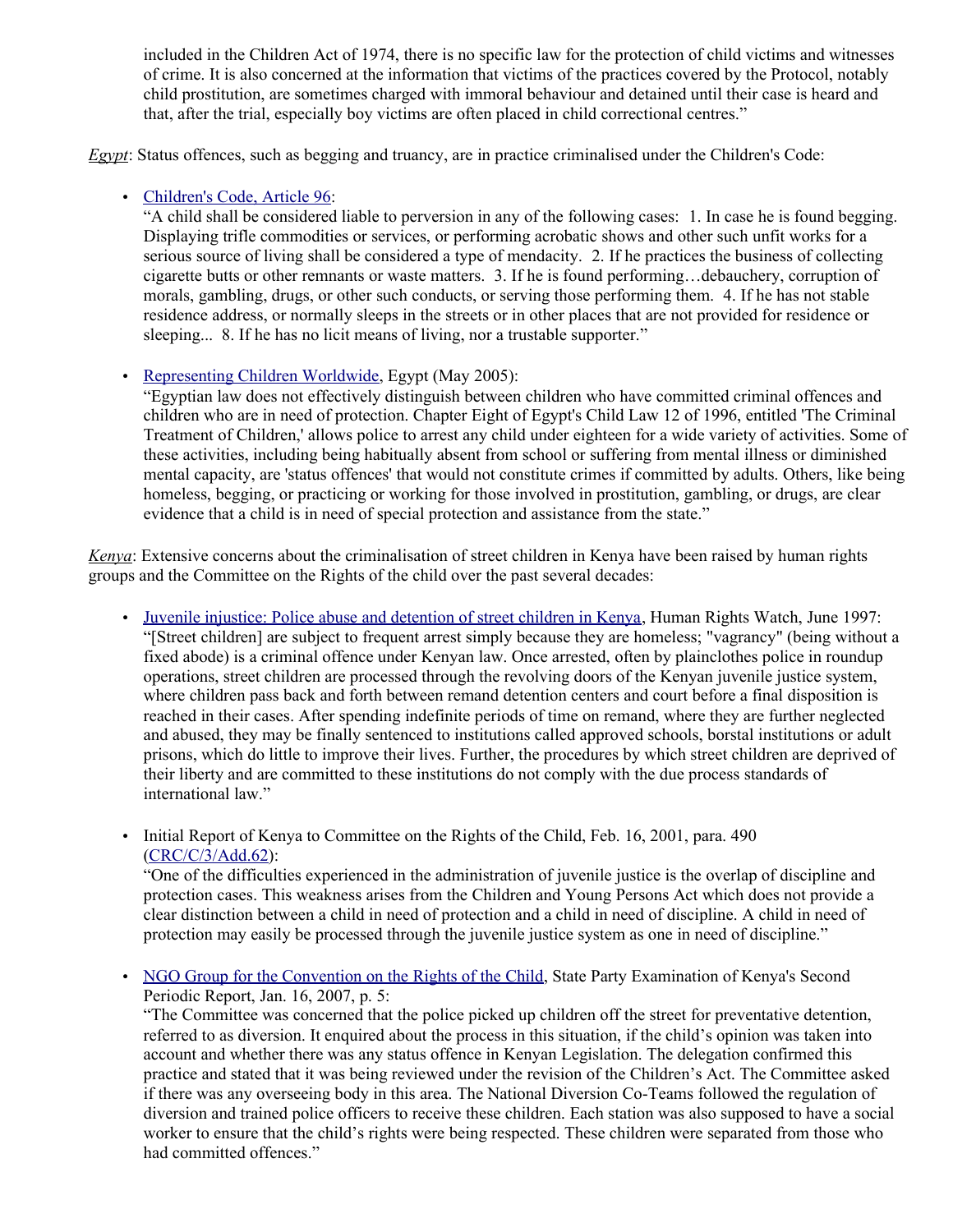included in the Children Act of 1974, there is no specific law for the protection of child victims and witnesses of crime. It is also concerned at the information that victims of the practices covered by the Protocol, notably child prostitution, are sometimes charged with immoral behaviour and detained until their case is heard and that, after the trial, especially boy victims are often placed in child correctional centres."

*Egypt*: Status offences, such as begging and truancy, are in practice criminalised under the Children's Code:

- Children's Code, Article 96:
  "A child shall be considered liable to perversion in any of the following cases: 1. In case he is found begging. Displaying trifle commodities or services, or performing acrobatic shows and other such unfit works for a serious source of living shall be considered a type of mendacity. 2. If he practices the business of collecting cigarette butts or other remnants or waste matters. 3. If he is found performing…debauchery, corruption of morals, gambling, drugs, or other such conducts, or serving those performing them. 4. If he has not stable residence address, or normally sleeps in the streets or in other places that are not provided for residence or sleeping... 8. If he has no licit means of living, nor a trustable supporter."

- Representing Children Worldwide, Egypt (May 2005):
  "Egyptian law does not effectively distinguish between children who have committed criminal offences and children who are in need of protection. Chapter Eight of Egypt's Child Law 12 of 1996, entitled 'The Criminal Treatment of Children,' allows police to arrest any child under eighteen for a wide variety of activities. Some of these activities, including being habitually absent from school or suffering from mental illness or diminished mental capacity, are 'status offences' that would not constitute crimes if committed by adults. Others, like being homeless, begging, or practicing or working for those involved in prostitution, gambling, or drugs, are clear evidence that a child is in need of special protection and assistance from the state."

*Kenya*: Extensive concerns about the criminalisation of street children in Kenya have been raised by human rights groups and the Committee on the Rights of the child over the past several decades:

- Juvenile injustice: Police abuse and detention of street children in Kenya, Human Rights Watch, June 1997:
  "[Street children] are subject to frequent arrest simply because they are homeless; "vagrancy" (being without a fixed abode) is a criminal offence under Kenyan law. Once arrested, often by plainclothes police in roundup operations, street children are processed through the revolving doors of the Kenyan juvenile justice system, where children pass back and forth between remand detention centers and court before a final disposition is reached in their cases. After spending indefinite periods of time on remand, where they are further neglected and abused, they may be finally sentenced to institutions called approved schools, borstal institutions or adult prisons, which do little to improve their lives. Further, the procedures by which street children are deprived of their liberty and are committed to these institutions do not comply with the due process standards of international law."

- Initial Report of Kenya to Committee on the Rights of the Child, Feb. 16, 2001, para. 490 (CRC/C/3/Add.62):
  "One of the difficulties experienced in the administration of juvenile justice is the overlap of discipline and protection cases. This weakness arises from the Children and Young Persons Act which does not provide a clear distinction between a child in need of protection and a child in need of discipline. A child in need of protection may easily be processed through the juvenile justice system as one in need of discipline."

- NGO Group for the Convention on the Rights of the Child, State Party Examination of Kenya's Second Periodic Report, Jan. 16, 2007, p. 5:
  "The Committee was concerned that the police picked up children off the street for preventative detention, referred to as diversion. It enquired about the process in this situation, if the child's opinion was taken into account and whether there was any status offence in Kenyan Legislation. The delegation confirmed this practice and stated that it was being reviewed under the revision of the Children's Act. The Committee asked if there was any overseeing body in this area. The National Diversion Co-Teams followed the regulation of diversion and trained police officers to receive these children. Each station was also supposed to have a social worker to ensure that the child's rights were being respected. These children were separated from those who had committed offences."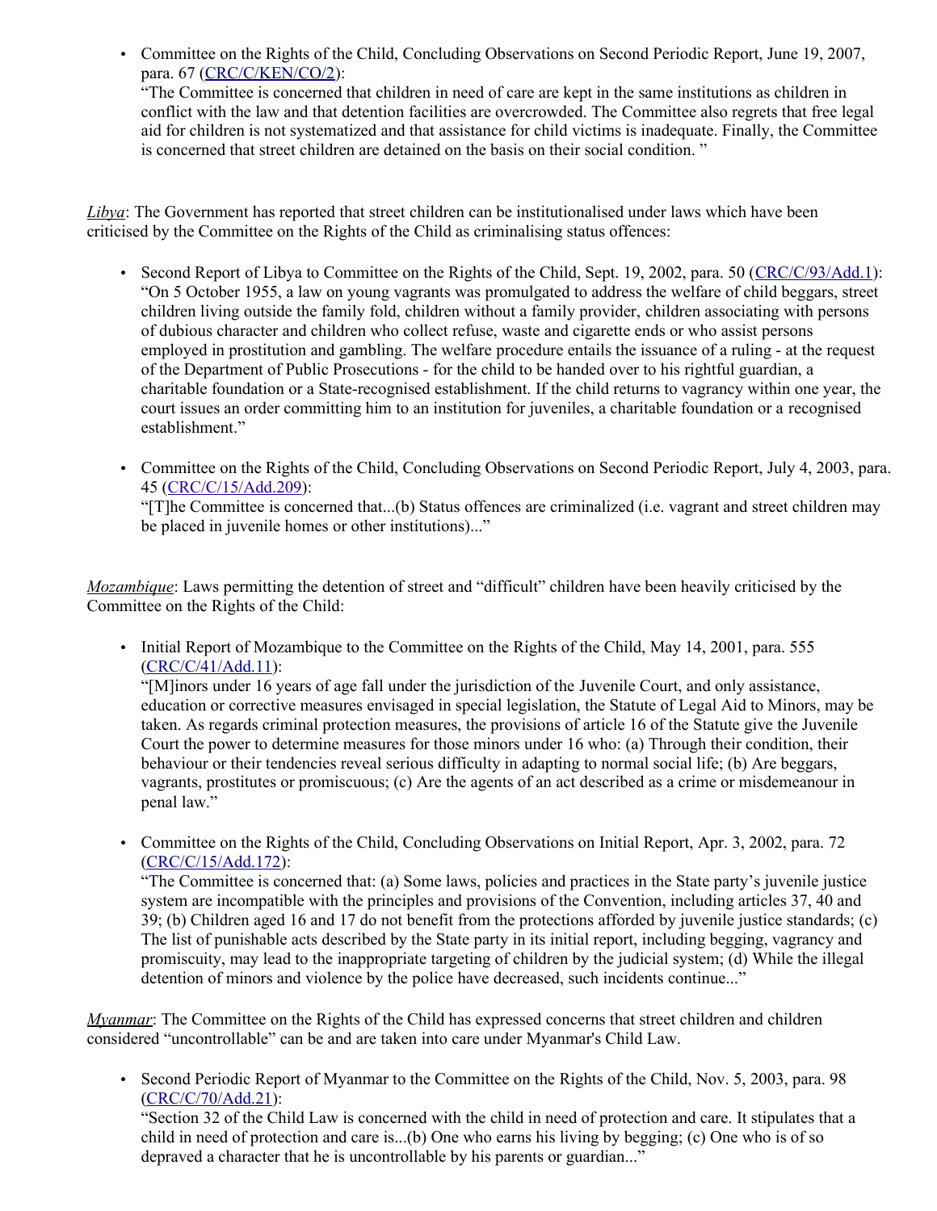- Committee on the Rights of the Child, Concluding Observations on Second Periodic Report, June 19, 2007, para. 67 ([CRC/C/KEN/CO/2](CRC/C/KEN/CO/2)):
  "The Committee is concerned that children in need of care are kept in the same institutions as children in conflict with the law and that detention facilities are overcrowded. The Committee also regrets that free legal aid for children is not systematized and that assistance for child victims is inadequate. Finally, the Committee is concerned that street children are detained on the basis of their social condition. "

*Libya*: The Government has reported that street children can be institutionalised under laws which have been criticised by the Committee on the Rights of the Child as criminalising status offences:

- Second Report of Libya to Committee on the Rights of the Child, Sept. 19, 2002, para. 50 ([CRC/C/93/Add.1](CRC/C/93/Add.1)):
  "On 5 October 1955, a law on young vagrants was promulgated to address the welfare of child beggars, street children living outside the family fold, children without a family provider, children associating with persons of dubious character and children who collect refuse, waste and cigarette ends or who assist persons employed in prostitution and gambling. The welfare procedure entails the issuance of a ruling - at the request of the Department of Public Prosecutions - for the child to be handed over to his rightful guardian, a charitable foundation or a State-recognised establishment. If the child returns to vagrancy within one year, the court issues an order committing him to an institution for juveniles, a charitable foundation or a recognised establishment."

- Committee on the Rights of the Child, Concluding Observations on Second Periodic Report, July 4, 2003, para. 45 ([CRC/C/15/Add.209](CRC/C/15/Add.209)):
  "[T]he Committee is concerned that...(b) Status offences are criminalized (i.e. vagrant and street children may be placed in juvenile homes or other institutions)..."

*Mozambique*: Laws permitting the detention of street and "difficult" children have been heavily criticised by the Committee on the Rights of the Child:

- Initial Report of Mozambique to the Committee on the Rights of the Child, May 14, 2001, para. 555 ([CRC/C/41/Add.11](CRC/C/41/Add.11)):
  "[M]inors under 16 years of age fall under the jurisdiction of the Juvenile Court, and only assistance, education or corrective measures envisaged in special legislation, the Statute of Legal Aid to Minors, may be taken. As regards criminal protection measures, the provisions of article 16 of the Statute give the Juvenile Court the power to determine measures for those minors under 16 who: (a) Through their condition, their behaviour or their tendencies reveal serious difficulty in adapting to normal social life; (b) Are beggars, vagrants, prostitutes or promiscuous; (c) Are the agents of an act described as a crime or misdemeanour in penal law."

- Committee on the Rights of the Child, Concluding Observations on Initial Report, Apr. 3, 2002, para. 72 ([CRC/C/15/Add.172](CRC/C/15/Add.172)):
  "The Committee is concerned that: (a) Some laws, policies and practices in the State party's juvenile justice system are incompatible with the principles and provisions of the Convention, including articles 37, 40 and 39; (b) Children aged 16 and 17 do not benefit from the protections afforded by juvenile justice standards; (c) The list of punishable acts described by the State party in its initial report, including begging, vagrancy and promiscuity, may lead to the inappropriate targeting of children by the judicial system; (d) While the illegal detention of minors and violence by the police have decreased, such incidents continue..."

*Myanmar*: The Committee on the Rights of the Child has expressed concerns that street children and children considered "uncontrollable" can be and are taken into care under Myanmar's Child Law.

- Second Periodic Report of Myanmar to the Committee on the Rights of the Child, Nov. 5, 2003, para. 98 ([CRC/C/70/Add.21](CRC/C/70/Add.21)):
  "Section 32 of the Child Law is concerned with the child in need of protection and care. It stipulates that a child in need of protection and care is...(b) One who earns his living by begging; (c) One who is of so depraved a character that he is uncontrollable by his parents or guardian..."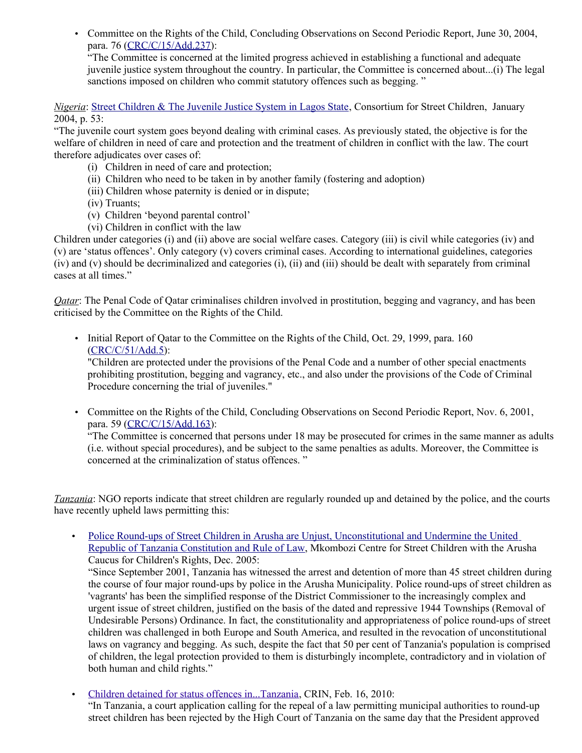- Committee on the Rights of the Child, Concluding Observations on Second Periodic Report, June 30, 2004, para. 76 ([CRC/C/15/Add.237](CRC/C/15/Add.237)):
  "The Committee is concerned at the limited progress achieved in establishing a functional and adequate juvenile justice system throughout the country. In particular, the Committee is concerned about...(i) The legal sanctions imposed on children who commit statutory offences such as begging. "

*Nigeria*: [Street Children & The Juvenile Justice System in Lagos State](Street Children & The Juvenile Justice System in Lagos State), Consortium for Street Children, January 2004, p. 53:
"The juvenile court system goes beyond dealing with criminal cases. As previously stated, the objective is for the welfare of children in need of care and protection and the treatment of children in conflict with the law. The court therefore adjudicates over cases of:

(i) Children in need of care and protection;
(ii) Children who need to be taken in by another family (fostering and adoption)
(iii) Children whose paternity is denied or in dispute;
(iv) Truants;
(v) Children 'beyond parental control'
(vi) Children in conflict with the law

Children under categories (i) and (ii) above are social welfare cases. Category (iii) is civil while categories (iv) and (v) are 'status offences'. Only category (v) covers criminal cases. According to international guidelines, categories (iv) and (v) should be decriminalized and categories (i), (ii) and (iii) should be dealt with separately from criminal cases at all times."

*Qatar*: The Penal Code of Qatar criminalises children involved in prostitution, begging and vagrancy, and has been criticised by the Committee on the Rights of the Child.

- Initial Report of Qatar to the Committee on the Rights of the Child, Oct. 29, 1999, para. 160 ([CRC/C/51/Add.5](CRC/C/51/Add.5)):
  "Children are protected under the provisions of the Penal Code and a number of other special enactments prohibiting prostitution, begging and vagrancy, etc., and also under the provisions of the Code of Criminal Procedure concerning the trial of juveniles."

- Committee on the Rights of the Child, Concluding Observations on Second Periodic Report, Nov. 6, 2001, para. 59 ([CRC/C/15/Add.163](CRC/C/15/Add.163)):
  "The Committee is concerned that persons under 18 may be prosecuted for crimes in the same manner as adults (i.e. without special procedures), and be subject to the same penalties as adults. Moreover, the Committee is concerned at the criminalization of status offences. "

*Tanzania*: NGO reports indicate that street children are regularly rounded up and detained by the police, and the courts have recently upheld laws permitting this:

- [Police Round-ups of Street Children in Arusha are Unjust, Unconstitutional and Undermine the United Republic of Tanzania Constitution and Rule of Law](Police Round-ups of Street Children in Arusha are Unjust, Unconstitutional and Undermine the United Republic of Tanzania Constitution and Rule of Law), Mkombozi Centre for Street Children with the Arusha Caucus for Children's Rights, Dec. 2005:
  "Since September 2001, Tanzania has witnessed the arrest and detention of more than 45 street children during the course of four major round-ups by police in the Arusha Municipality. Police round-ups of street children as 'vagrants' has been the simplified response of the District Commissioner to the increasingly complex and urgent issue of street children, justified on the basis of the dated and repressive 1944 Townships (Removal of Undesirable Persons) Ordinance. In fact, the constitutionality and appropriateness of police round-ups of street children was challenged in both Europe and South America, and resulted in the revocation of unconstitutional laws on vagrancy and begging. As such, despite the fact that 50 per cent of Tanzania's population is comprised of children, the legal protection provided to them is disturbingly incomplete, contradictory and in violation of both human and child rights."

- [Children detained for status offences in...Tanzania](Children detained for status offences in...Tanzania), CRIN, Feb. 16, 2010:
  "In Tanzania, a court application calling for the repeal of a law permitting municipal authorities to round-up street children has been rejected by the High Court of Tanzania on the same day that the President approved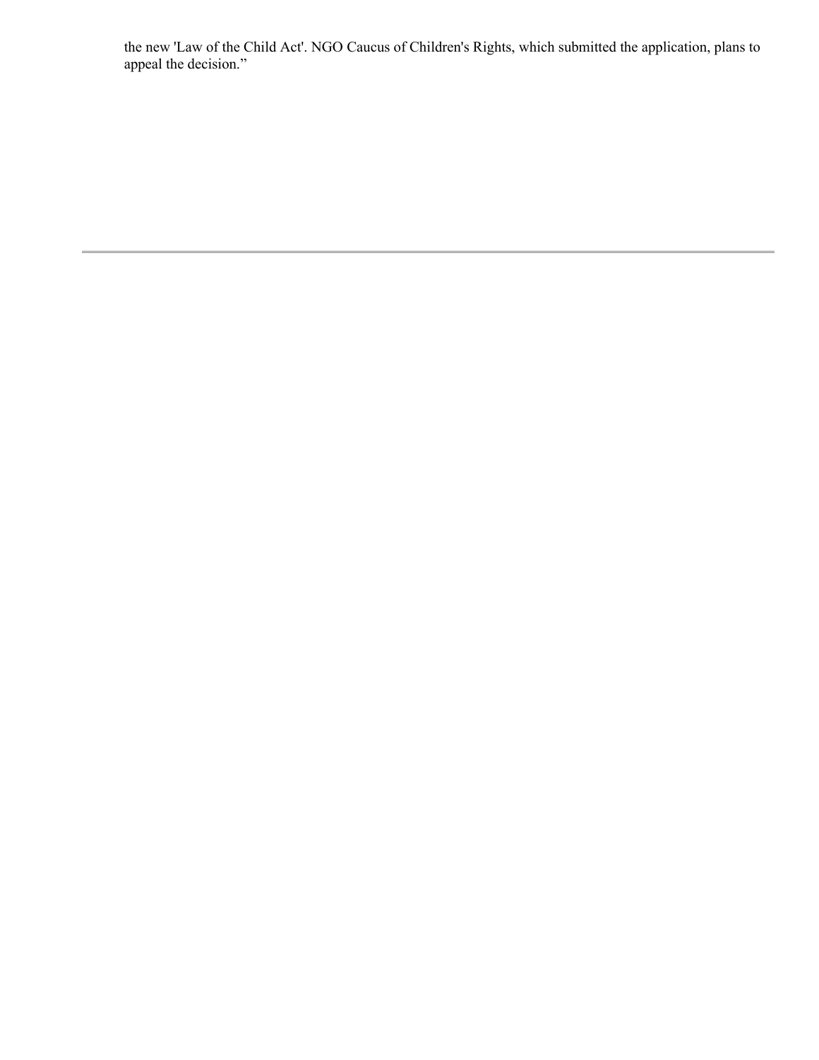the new 'Law of the Child Act'. NGO Caucus of Children's Rights, which submitted the application, plans to appeal the decision."

---